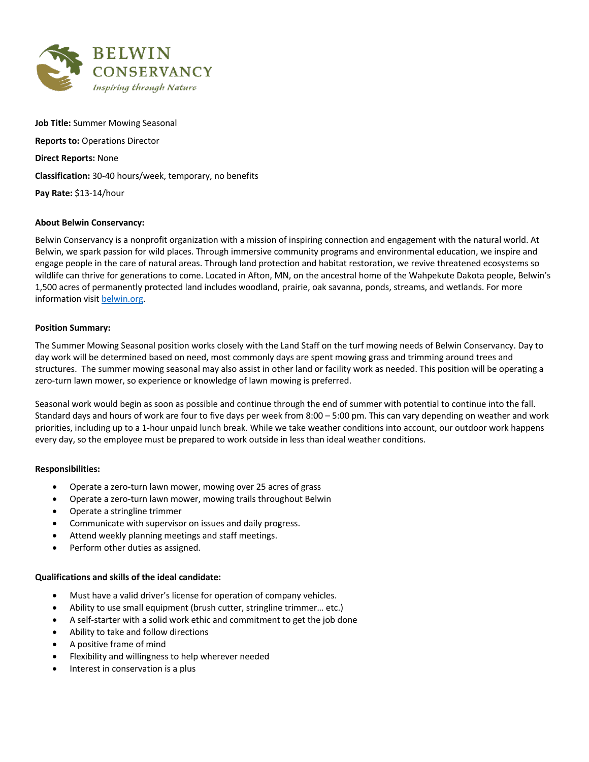BELWIN CONSERVANCY

*Inspiring through Nature*

**Job Title:** Summer Mowing Seasonal

**Reports to:** Operations Director

**Direct Reports:** None

**Classification:** 30-40 hours/week, temporary, no benefits

**Pay Rate:** $13-14/hour

**About Belwin Conservancy:**

Belwin Conservancy is a nonprofit organization with a mission of inspiring connection and engagement with the natural world. At Belwin, we spark passion for wild places. Through immersive community programs and environmental education, we inspire and engage people in the care of natural areas. Through land protection and habitat restoration, we revive threatened ecosystems so wildlife can thrive for generations to come. Located in Afton, MN, on the ancestral home of the Wahpekute Dakota people, Belwin's 1,500 acres of permanently protected land includes woodland, prairie, oak savanna, ponds, streams, and wetlands. For more information visit [belwin.org](belwin.org).

**Position Summary:**

The Summer Mowing Seasonal position works closely with the Land Staff on the turf mowing needs of Belwin Conservancy. Day to day work will be determined based on need, most commonly days are spent mowing grass and trimming around trees and structures. The summer mowing seasonal may also assist in other land or facility work as needed. This position will be operating a zero-turn lawn mower, so experience or knowledge of lawn mowing is preferred.

Seasonal work would begin as soon as possible and continue through the end of summer with potential to continue into the fall. Standard days and hours of work are four to five days per week from 8:00 – 5:00 pm. This can vary depending on weather and work priorities, including up to a 1-hour unpaid lunch break. While we take weather conditions into account, our outdoor work happens every day, so the employee must be prepared to work outside in less than ideal weather conditions.

**Responsibilities:**

- Operate a zero-turn lawn mower, mowing over 25 acres of grass
- Operate a zero-turn lawn mower, mowing trails throughout Belwin
- Operate a stringline trimmer
- Communicate with supervisor on issues and daily progress.
- Attend weekly planning meetings and staff meetings.
- Perform other duties as assigned.

**Qualifications and skills of the ideal candidate:**

- Must have a valid driver's license for operation of company vehicles.
- Ability to use small equipment (brush cutter, stringline trimmer… etc.)
- A self-starter with a solid work ethic and commitment to get the job done
- Ability to take and follow directions
- A positive frame of mind
- Flexibility and willingness to help wherever needed
- Interest in conservation is a plus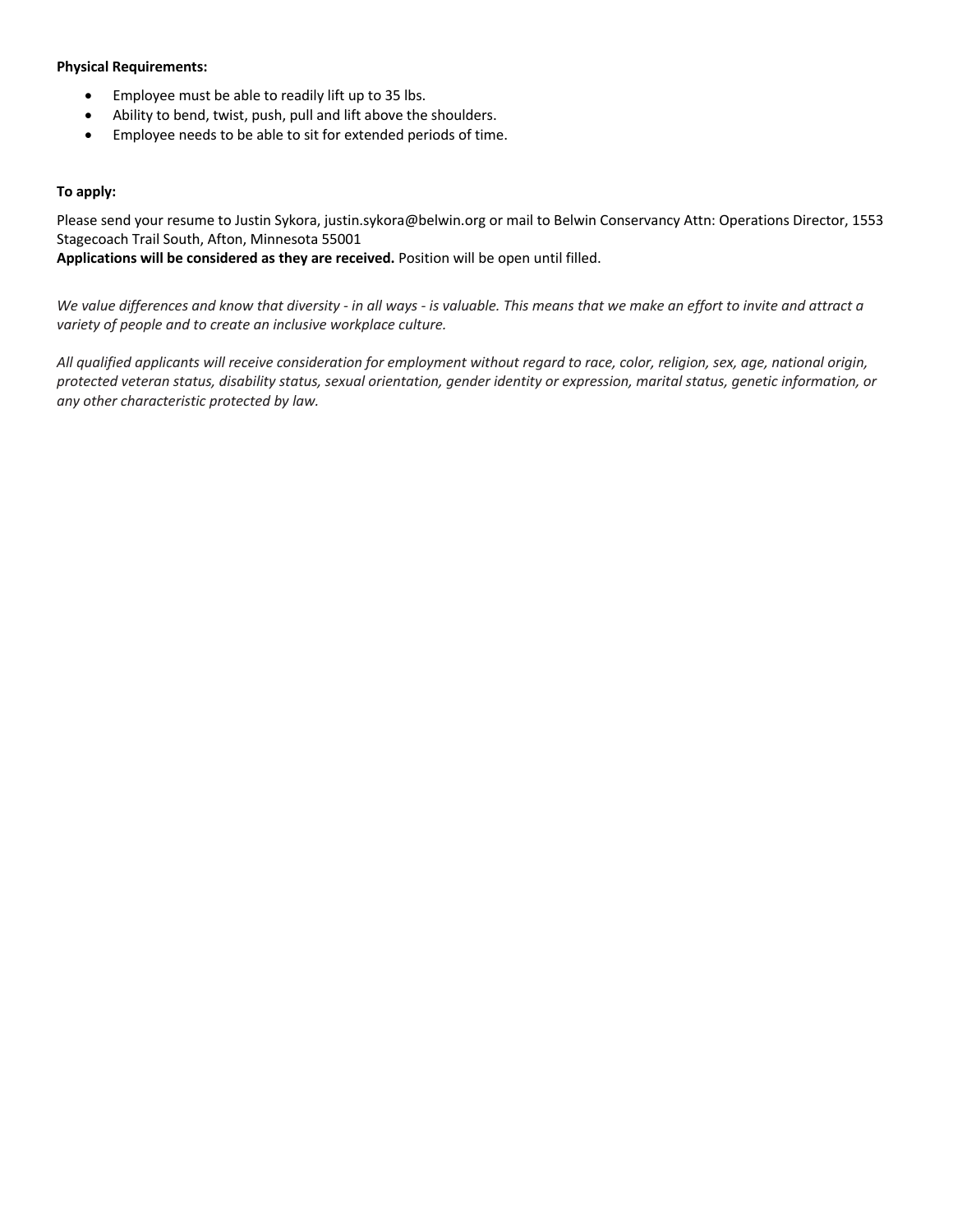**Physical Requirements:**

- Employee must be able to readily lift up to 35 lbs.
- Ability to bend, twist, push, pull and lift above the shoulders.
- Employee needs to be able to sit for extended periods of time.

**To apply:**

Please send your resume to Justin Sykora, justin.sykora@belwin.org or mail to Belwin Conservancy Attn: Operations Director, 1553 Stagecoach Trail South, Afton, Minnesota 55001
**Applications will be considered as they are received.** Position will be open until filled.

*We value differences and know that diversity - in all ways - is valuable. This means that we make an effort to invite and attract a variety of people and to create an inclusive workplace culture.*

*All qualified applicants will receive consideration for employment without regard to race, color, religion, sex, age, national origin, protected veteran status, disability status, sexual orientation, gender identity or expression, marital status, genetic information, or any other characteristic protected by law.*